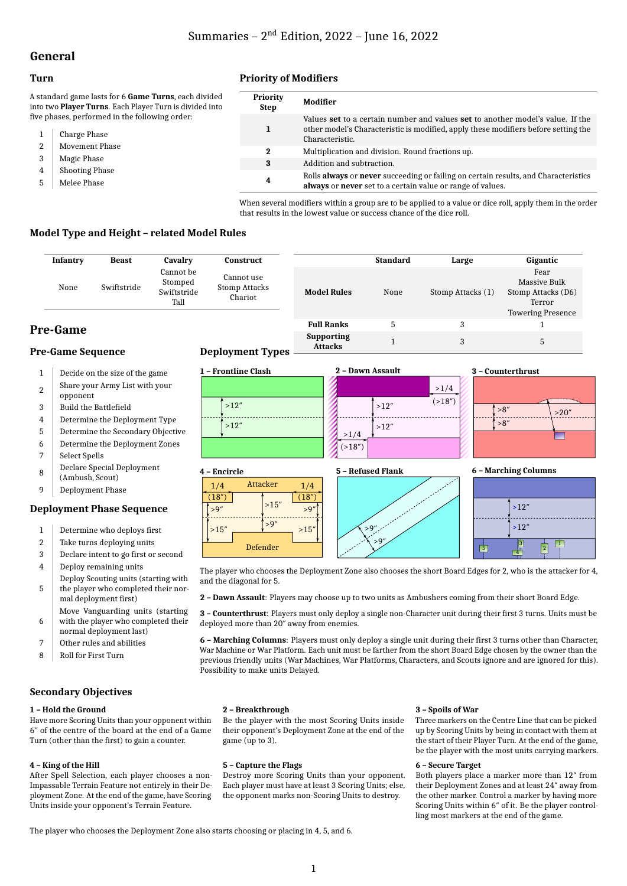# Summaries – 2nd Edition, 2022 – June 16, 2022

## General

### Turn

A standard game lasts for 6 **Game Turns**, each divided into two **Player Turns**. Each Player Turn is divided into five phases, performed in the following order:

1. Charge Phase
2. Movement Phase
3. Magic Phase
4. Shooting Phase
5. Melee Phase

### Priority of Modifiers

| Priority Step | Modifier |
|---|---|
| **1** | Values **set** to a certain number and values **set** to another model's value. If the other model's Characteristic is modified, apply these modifiers before setting the Characteristic. |
| **2** | Multiplication and division. Round fractions up. |
| **3** | Addition and subtraction. |
| **4** | Rolls **always** or **never** succeeding or failing on certain results, and Characteristics **always** or **never** set to a certain value or range of values. |

When several modifiers within a group are to be applied to a value or dice roll, apply them in the order that results in the lowest value or success chance of the dice roll.

### Model Type and Height – related Model Rules

| Infantry | Beast | Cavalry | Construct |
|---|---|---|---|
| None | Swiftstride | Cannot be Stomped<br>Swiftstride<br>Tall | Cannot use Stomp Attacks<br>Chariot |

| | Standard | Large | Gigantic |
|---|---|---|---|
| **Model Rules** | None | Stomp Attacks (1) | Fear<br>Massive Bulk<br>Stomp Attacks (D6)<br>Terror<br>Towering Presence |
| **Full Ranks** | 5 | 3 | 1 |
| **Supporting Attacks** | 1 | 3 | 5 |

## Pre-Game

### Pre-Game Sequence

1. Decide on the size of the game
2. Share your Army List with your opponent
3. Build the Battlefield
4. Determine the Deployment Type
5. Determine the Secondary Objective
6. Determine the Deployment Zones
7. Select Spells
8. Declare Special Deployment (Ambush, Scout)
9. Deployment Phase

### Deployment Phase Sequence

1. Determine who deploys first
2. Take turns deploying units
3. Declare intent to go first or second
4. Deploy remaining units
5. Deploy Scouting units (starting with the player who completed their normal deployment first)
6. Move Vanguarding units (starting with the player who completed their normal deployment last)
7. Other rules and abilities
8. Roll for First Turn

### Deployment Types

**1 – Frontline Clash** (>12″, >12″)

**2 – Dawn Assault** (>1/4 (>18″), >12″, >12″, >1/4 (>18″))

**3 – Counterthrust** (>8″, >8″, >20″)

**4 – Encircle** (Attacker, Defender; 1/4 (18″), 1/4 (18″), >9″, >15″, >9″, >15″, >9″, >15″)

**5 – Refused Flank** (>9″, >9″)

**6 – Marching Columns** (>12″, >12″; 1, 2, 3, 4, 5)

The player who chooses the Deployment Zone also chooses the short Board Edges for 2, who is the attacker for 4, and the diagonal for 5.

**2 – Dawn Assault**: Players may choose up to two units as Ambushers coming from their short Board Edge.

**3 – Counterthrust**: Players must only deploy a single non-Character unit during their first 3 turns. Units must be deployed more than 20″ away from enemies.

**6 – Marching Columns**: Players must only deploy a single unit during their first 3 turns other than Character, War Machine or War Platform. Each unit must be farther from the short Board Edge chosen by the owner than the previous friendly units (War Machines, War Platforms, Characters, and Scouts ignore and are ignored for this). Possibility to make units Delayed.

### Secondary Objectives

**1 – Hold the Ground**
Have more Scoring Units than your opponent within 6″ of the centre of the board at the end of a Game Turn (other than the first) to gain a counter.

**2 – Breakthrough**
Be the player with the most Scoring Units inside their opponent's Deployment Zone at the end of the game (up to 3).

**3 – Spoils of War**
Three markers on the Centre Line that can be picked up by Scoring Units by being in contact with them at the start of their Player Turn. At the end of the game, be the player with the most units carrying markers.

**4 – King of the Hill**
After Spell Selection, each player chooses a non-Impassable Terrain Feature not entirely in their Deployment Zone. At the end of the game, have Scoring Units inside your opponent's Terrain Feature.

**5 – Capture the Flags**
Destroy more Scoring Units than your opponent. Each player must have at least 3 Scoring Units; else, the opponent marks non-Scoring Units to destroy.

**6 – Secure Target**
Both players place a marker more than 12″ from their Deployment Zones and at least 24″ away from the other marker. Control a marker by having more Scoring Units within 6″ of it. Be the player controlling most markers at the end of the game.

The player who chooses the Deployment Zone also starts choosing or placing in 4, 5, and 6.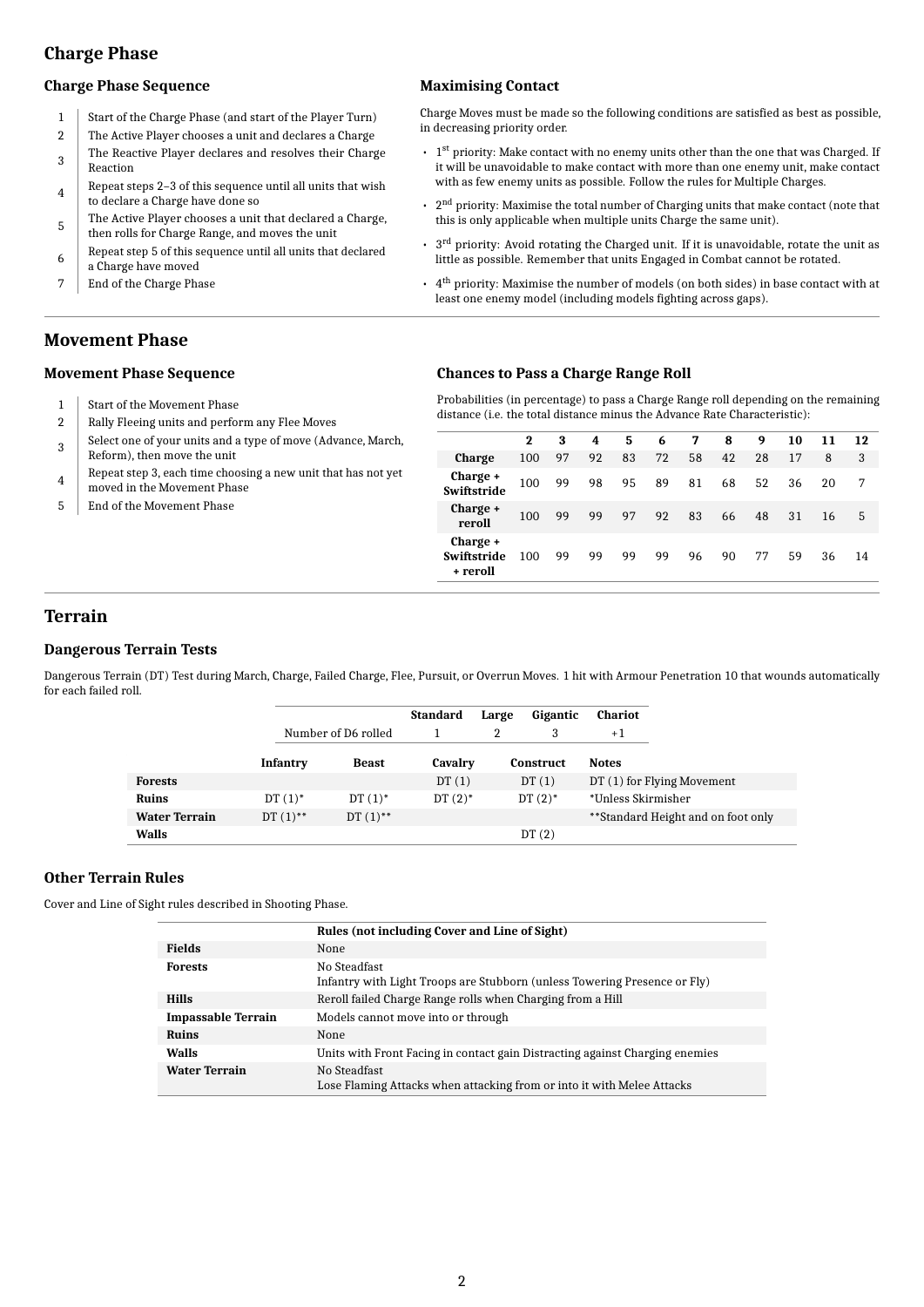## Charge Phase

### Charge Phase Sequence

1. Start of the Charge Phase (and start of the Player Turn)
2. The Active Player chooses a unit and declares a Charge
3. The Reactive Player declares and resolves their Charge Reaction
4. Repeat steps 2–3 of this sequence until all units that wish to declare a Charge have done so
5. The Active Player chooses a unit that declared a Charge, then rolls for Charge Range, and moves the unit
6. Repeat step 5 of this sequence until all units that declared a Charge have moved
7. End of the Charge Phase

### Maximising Contact

Charge Moves must be made so the following conditions are satisfied as best as possible, in decreasing priority order.

- 1st priority: Make contact with no enemy units other than the one that was Charged. If it will be unavoidable to make contact with more than one enemy unit, make contact with as few enemy units as possible. Follow the rules for Multiple Charges.
- 2nd priority: Maximise the total number of Charging units that make contact (note that this is only applicable when multiple units Charge the same unit).
- 3rd priority: Avoid rotating the Charged unit. If it is unavoidable, rotate the unit as little as possible. Remember that units Engaged in Combat cannot be rotated.
- 4th priority: Maximise the number of models (on both sides) in base contact with at least one enemy model (including models fighting across gaps).

## Movement Phase

### Movement Phase Sequence

1. Start of the Movement Phase
2. Rally Fleeing units and perform any Flee Moves
3. Select one of your units and a type of move (Advance, March, Reform), then move the unit
4. Repeat step 3, each time choosing a new unit that has not yet moved in the Movement Phase
5. End of the Movement Phase

### Chances to Pass a Charge Range Roll

Probabilities (in percentage) to pass a Charge Range roll depending on the remaining distance (i.e. the total distance minus the Advance Rate Characteristic):

| | 2 | 3 | 4 | 5 | 6 | 7 | 8 | 9 | 10 | 11 | 12 |
|---|---|---|---|---|---|---|---|---|---|---|---|
| **Charge** | 100 | 97 | 92 | 83 | 72 | 58 | 42 | 28 | 17 | 8 | 3 |
| **Charge + Swiftstride** | 100 | 99 | 98 | 95 | 89 | 81 | 68 | 52 | 36 | 20 | 7 |
| **Charge + reroll** | 100 | 99 | 99 | 97 | 92 | 83 | 66 | 48 | 31 | 16 | 5 |
| **Charge + Swiftstride + reroll** | 100 | 99 | 99 | 99 | 99 | 96 | 90 | 77 | 59 | 36 | 14 |

## Terrain

### Dangerous Terrain Tests

Dangerous Terrain (DT) Test during March, Charge, Failed Charge, Flee, Pursuit, or Overrun Moves. 1 hit with Armour Penetration 10 that wounds automatically for each failed roll.

| | | | **Standard** | **Large** | **Gigantic** | **Chariot** |
|---|---|---|---|---|---|---|
| | Number of D6 rolled | | 1 | 2 | 3 | +1 |

| | **Infantry** | **Beast** | **Cavalry** | **Construct** | **Notes** |
|---|---|---|---|---|---|
| **Forests** | | | DT (1) | DT (1) | DT (1) for Flying Movement |
| **Ruins** | DT (1)* | DT (1)* | DT (2)* | DT (2)* | *Unless Skirmisher |
| **Water Terrain** | DT (1)** | DT (1)** | | | **Standard Height and on foot only |
| **Walls** | | | | DT (2) | |

### Other Terrain Rules

Cover and Line of Sight rules described in Shooting Phase.

| | Rules (not including Cover and Line of Sight) |
|---|---|
| **Fields** | None |
| **Forests** | No Steadfast<br>Infantry with Light Troops are Stubborn (unless Towering Presence or Fly) |
| **Hills** | Reroll failed Charge Range rolls when Charging from a Hill |
| **Impassable Terrain** | Models cannot move into or through |
| **Ruins** | None |
| **Walls** | Units with Front Facing in contact gain Distracting against Charging enemies |
| **Water Terrain** | No Steadfast<br>Lose Flaming Attacks when attacking from or into it with Melee Attacks |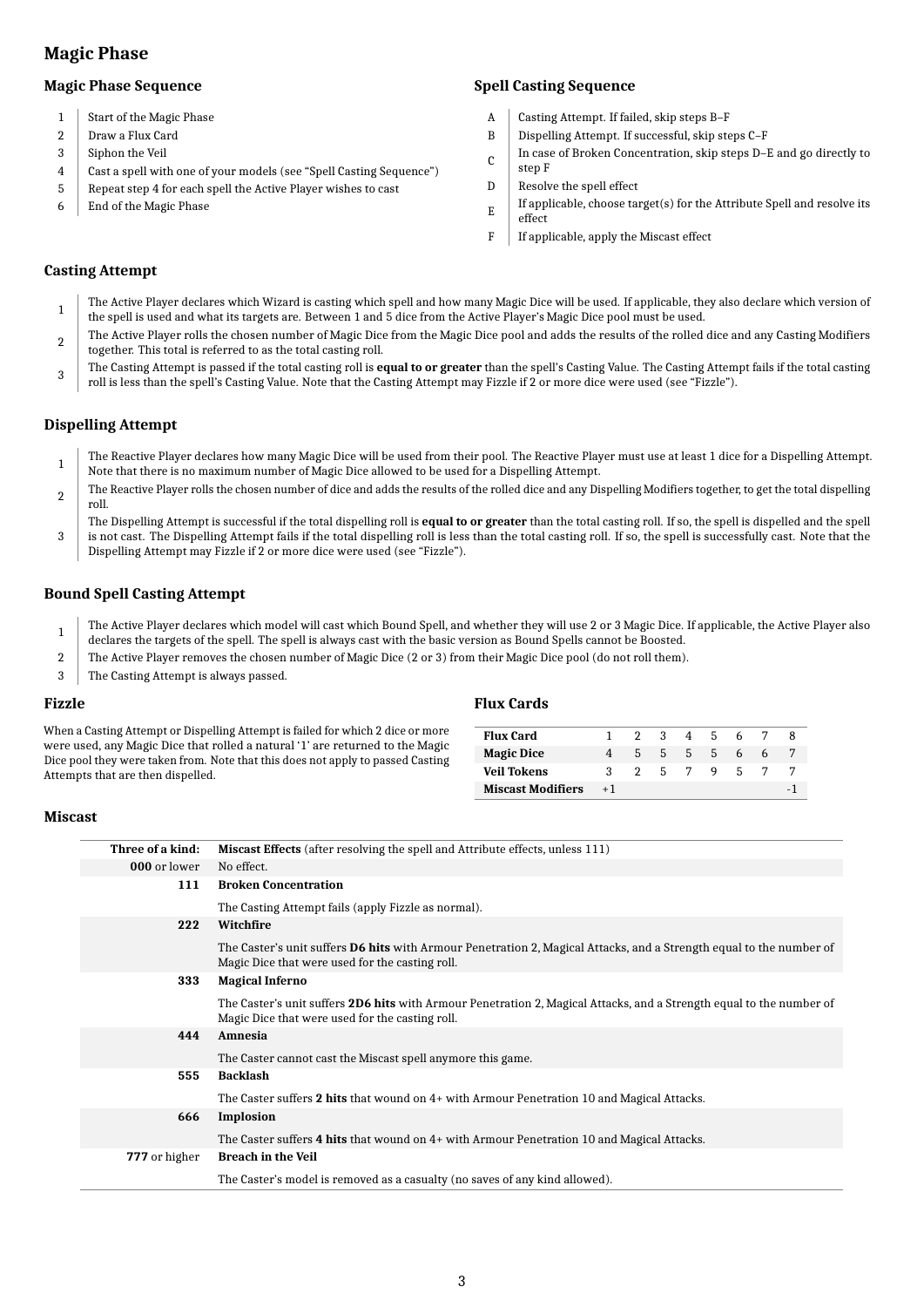## Magic Phase

### Magic Phase Sequence

| | |
|---|---|
| 1 | Start of the Magic Phase |
| 2 | Draw a Flux Card |
| 3 | Siphon the Veil |
| 4 | Cast a spell with one of your models (see "Spell Casting Sequence") |
| 5 | Repeat step 4 for each spell the Active Player wishes to cast |
| 6 | End of the Magic Phase |

### Spell Casting Sequence

| | |
|---|---|
| A | Casting Attempt. If failed, skip steps B–F |
| B | Dispelling Attempt. If successful, skip steps C–F |
| C | In case of Broken Concentration, skip steps D–E and go directly to step F |
| D | Resolve the spell effect |
| E | If applicable, choose target(s) for the Attribute Spell and resolve its effect |
| F | If applicable, apply the Miscast effect |

### Casting Attempt

| | |
|---|---|
| 1 | The Active Player declares which Wizard is casting which spell and how many Magic Dice will be used. If applicable, they also declare which version of the spell is used and what its targets are. Between 1 and 5 dice from the Active Player's Magic Dice pool must be used. |
| 2 | The Active Player rolls the chosen number of Magic Dice from the Magic Dice pool and adds the results of the rolled dice and any Casting Modifiers together. This total is referred to as the total casting roll. |
| 3 | The Casting Attempt is passed if the total casting roll is **equal to or greater** than the spell's Casting Value. The Casting Attempt fails if the total casting roll is less than the spell's Casting Value. Note that the Casting Attempt may Fizzle if 2 or more dice were used (see "Fizzle"). |

### Dispelling Attempt

| | |
|---|---|
| 1 | The Reactive Player declares how many Magic Dice will be used from their pool. The Reactive Player must use at least 1 dice for a Dispelling Attempt. Note that there is no maximum number of Magic Dice allowed to be used for a Dispelling Attempt. |
| 2 | The Reactive Player rolls the chosen number of dice and adds the results of the rolled dice and any Dispelling Modifiers together, to get the total dispelling roll. |
| 3 | The Dispelling Attempt is successful if the total dispelling roll is **equal to or greater** than the total casting roll. If so, the spell is dispelled and the spell is not cast. The Dispelling Attempt fails if the total dispelling roll is less than the total casting roll. If so, the spell is successfully cast. Note that the Dispelling Attempt may Fizzle if 2 or more dice were used (see "Fizzle"). |

### Bound Spell Casting Attempt

| | |
|---|---|
| 1 | The Active Player declares which model will cast which Bound Spell, and whether they will use 2 or 3 Magic Dice. If applicable, the Active Player also declares the targets of the spell. The spell is always cast with the basic version as Bound Spells cannot be Boosted. |
| 2 | The Active Player removes the chosen number of Magic Dice (2 or 3) from their Magic Dice pool (do not roll them). |
| 3 | The Casting Attempt is always passed. |

### Fizzle

When a Casting Attempt or Dispelling Attempt is failed for which 2 dice or more were used, any Magic Dice that rolled a natural '1' are returned to the Magic Dice pool they were taken from. Note that this does not apply to passed Casting Attempts that are then dispelled.

### Flux Cards

| Flux Card | 1 | 2 | 3 | 4 | 5 | 6 | 7 | 8 |
|---|---|---|---|---|---|---|---|---|
| **Magic Dice** | 4 | 5 | 5 | 5 | 5 | 6 | 6 | 7 |
| **Veil Tokens** | 3 | 2 | 5 | 7 | 9 | 5 | 7 | 7 |
| **Miscast Modifiers** | +1 | | | | | | | -1 |

### Miscast

| Three of a kind: | Miscast Effects (after resolving the spell and Attribute effects, unless 111) |
|---|---|
| **000** or lower | No effect. |
| **111** | **Broken Concentration**<br>The Casting Attempt fails (apply Fizzle as normal). |
| **222** | **Witchfire**<br>The Caster's unit suffers **D6 hits** with Armour Penetration 2, Magical Attacks, and a Strength equal to the number of Magic Dice that were used for the casting roll. |
| **333** | **Magical Inferno**<br>The Caster's unit suffers **2D6 hits** with Armour Penetration 2, Magical Attacks, and a Strength equal to the number of Magic Dice that were used for the casting roll. |
| **444** | **Amnesia**<br>The Caster cannot cast the Miscast spell anymore this game. |
| **555** | **Backlash**<br>The Caster suffers **2 hits** that wound on 4+ with Armour Penetration 10 and Magical Attacks. |
| **666** | **Implosion**<br>The Caster suffers **4 hits** that wound on 4+ with Armour Penetration 10 and Magical Attacks. |
| **777** or higher | **Breach in the Veil**<br>The Caster's model is removed as a casualty (no saves of any kind allowed). |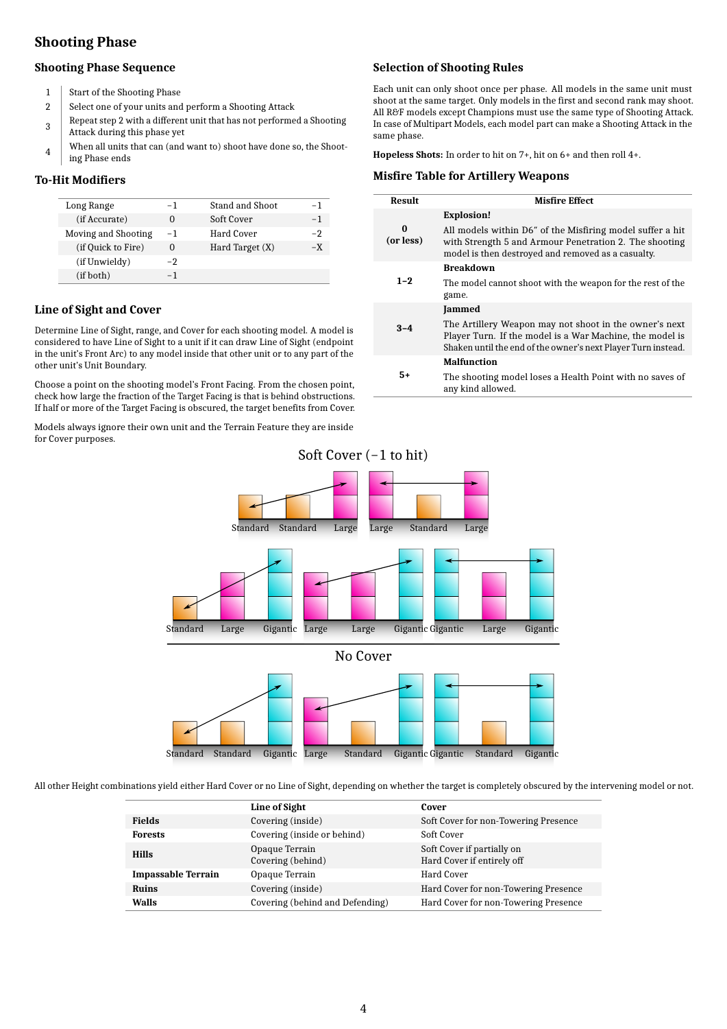# Shooting Phase

## Shooting Phase Sequence

| | |
|---|---|
| 1 | Start of the Shooting Phase |
| 2 | Select one of your units and perform a Shooting Attack |
| 3 | Repeat step 2 with a different unit that has not performed a Shooting Attack during this phase yet |
| 4 | When all units that can (and want to) shoot have done so, the Shooting Phase ends |

## To-Hit Modifiers

| | | | |
|---|---|---|---|
| Long Range | −1 | Stand and Shoot | −1 |
| (if Accurate) | 0 | Soft Cover | −1 |
| Moving and Shooting | −1 | Hard Cover | −2 |
| (if Quick to Fire) | 0 | Hard Target (X) | −X |
| (if Unwieldy) | −2 | | |
| (if both) | −1 | | |

## Line of Sight and Cover

Determine Line of Sight, range, and Cover for each shooting model. A model is considered to have Line of Sight to a unit if it can draw Line of Sight (endpoint in the unit's Front Arc) to any model inside that other unit or to any part of the other unit's Unit Boundary.

Choose a point on the shooting model's Front Facing. From the chosen point, check how large the fraction of the Target Facing is that is behind obstructions. If half or more of the Target Facing is obscured, the target benefits from Cover.

Models always ignore their own unit and the Terrain Feature they are inside for Cover purposes.

## Selection of Shooting Rules

Each unit can only shoot once per phase. All models in the same unit must shoot at the same target. Only models in the first and second rank may shoot. All R&F models except Champions must use the same type of Shooting Attack. In case of Multipart Models, each model part can make a Shooting Attack in the same phase.

**Hopeless Shots:** In order to hit on 7+, hit on 6+ and then roll 4+.

## Misfire Table for Artillery Weapons

| Result | Misfire Effect |
|---|---|
| **0 (or less)** | **Explosion!** All models within D6″ of the Misfiring model suffer a hit with Strength 5 and Armour Penetration 2. The shooting model is then destroyed and removed as a casualty. |
| **1–2** | **Breakdown** The model cannot shoot with the weapon for the rest of the game. |
| **3–4** | **Jammed** The Artillery Weapon may not shoot in the owner's next Player Turn. If the model is a War Machine, the model is Shaken until the end of the owner's next Player Turn instead. |
| **5+** | **Malfunction** The shooting model loses a Health Point with no saves of any kind allowed. |

Soft Cover (−1 to hit)

Standard Standard Large Large Standard Large

Standard Large Gigantic Large Large Gigantic Gigantic Large Gigantic

No Cover

Standard Standard Gigantic Large Standard Gigantic Gigantic Standard Gigantic

All other Height combinations yield either Hard Cover or no Line of Sight, depending on whether the target is completely obscured by the intervening model or not.

| | Line of Sight | Cover |
|---|---|---|
| **Fields** | Covering (inside) | Soft Cover for non-Towering Presence |
| **Forests** | Covering (inside or behind) | Soft Cover |
| **Hills** | Opaque Terrain<br>Covering (behind) | Soft Cover if partially on<br>Hard Cover if entirely off |
| **Impassable Terrain** | Opaque Terrain | Hard Cover |
| **Ruins** | Covering (inside) | Hard Cover for non-Towering Presence |
| **Walls** | Covering (behind and Defending) | Hard Cover for non-Towering Presence |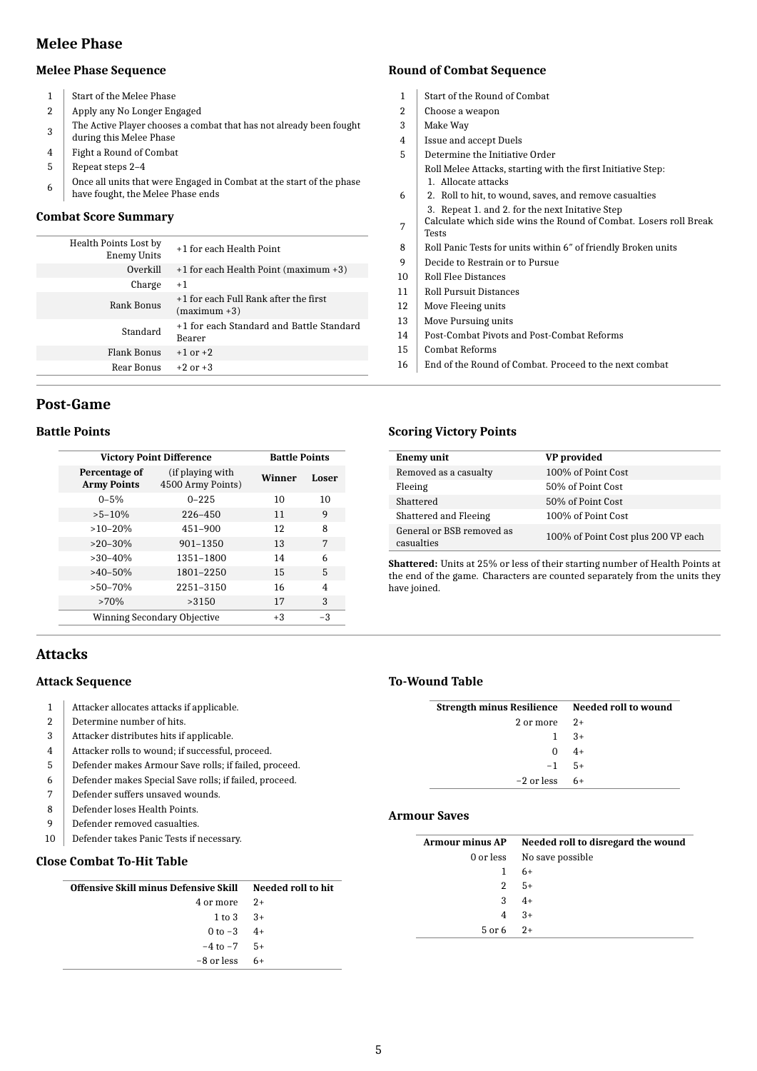## Melee Phase

### Melee Phase Sequence

| | |
|---|---|
| 1 | Start of the Melee Phase |
| 2 | Apply any No Longer Engaged |
| 3 | The Active Player chooses a combat that has not already been fought during this Melee Phase |
| 4 | Fight a Round of Combat |
| 5 | Repeat steps 2–4 |
| 6 | Once all units that were Engaged in Combat at the start of the phase have fought, the Melee Phase ends |

### Combat Score Summary

| | |
|---|---|
| Health Points Lost by Enemy Units | +1 for each Health Point |
| Overkill | +1 for each Health Point (maximum +3) |
| Charge | +1 |
| Rank Bonus | +1 for each Full Rank after the first (maximum +3) |
| Standard | +1 for each Standard and Battle Standard Bearer |
| Flank Bonus | +1 or +2 |
| Rear Bonus | +2 or +3 |

### Round of Combat Sequence

| | |
|---|---|
| 1 | Start of the Round of Combat |
| 2 | Choose a weapon |
| 3 | Make Way |
| 4 | Issue and accept Duels |
| 5 | Determine the Initiative Order |
| 6 | Roll Melee Attacks, starting with the first Initiative Step: 1. Allocate attacks 2. Roll to hit, to wound, saves, and remove casualties 3. Repeat 1. and 2. for the next Initative Step |
| 7 | Calculate which side wins the Round of Combat. Losers roll Break Tests |
| 8 | Roll Panic Tests for units within 6″ of friendly Broken units |
| 9 | Decide to Restrain or to Pursue |
| 10 | Roll Flee Distances |
| 11 | Roll Pursuit Distances |
| 12 | Move Fleeing units |
| 13 | Move Pursuing units |
| 14 | Post-Combat Pivots and Post-Combat Reforms |
| 15 | Combat Reforms |
| 16 | End of the Round of Combat. Proceed to the next combat |

## Post-Game

### Battle Points

| Victory Point Difference | | Battle Points | |
|---|---|---|---|
| **Percentage of Army Points** | (if playing with 4500 Army Points) | **Winner** | **Loser** |
| 0–5% | 0–225 | 10 | 10 |
| >5–10% | 226–450 | 11 | 9 |
| >10–20% | 451–900 | 12 | 8 |
| >20–30% | 901–1350 | 13 | 7 |
| >30–40% | 1351–1800 | 14 | 6 |
| >40–50% | 1801–2250 | 15 | 5 |
| >50–70% | 2251–3150 | 16 | 4 |
| >70% | >3150 | 17 | 3 |
| Winning Secondary Objective | | +3 | −3 |

### Scoring Victory Points

| Enemy unit | VP provided |
|---|---|
| Removed as a casualty | 100% of Point Cost |
| Fleeing | 50% of Point Cost |
| Shattered | 50% of Point Cost |
| Shattered and Fleeing | 100% of Point Cost |
| General or BSB removed as casualties | 100% of Point Cost plus 200 VP each |

**Shattered:** Units at 25% or less of their starting number of Health Points at the end of the game. Characters are counted separately from the units they have joined.

## Attacks

### Attack Sequence

| | |
|---|---|
| 1 | Attacker allocates attacks if applicable. |
| 2 | Determine number of hits. |
| 3 | Attacker distributes hits if applicable. |
| 4 | Attacker rolls to wound; if successful, proceed. |
| 5 | Defender makes Armour Save rolls; if failed, proceed. |
| 6 | Defender makes Special Save rolls; if failed, proceed. |
| 7 | Defender suffers unsaved wounds. |
| 8 | Defender loses Health Points. |
| 9 | Defender removed casualties. |
| 10 | Defender takes Panic Tests if necessary. |

### Close Combat To-Hit Table

| Offensive Skill minus Defensive Skill | Needed roll to hit |
|---|---|
| 4 or more | 2+ |
| 1 to 3 | 3+ |
| 0 to −3 | 4+ |
| −4 to −7 | 5+ |
| −8 or less | 6+ |

### To-Wound Table

| Strength minus Resilience | Needed roll to wound |
|---|---|
| 2 or more | 2+ |
| 1 | 3+ |
| 0 | 4+ |
| −1 | 5+ |
| −2 or less | 6+ |

### Armour Saves

| Armour minus AP | Needed roll to disregard the wound |
|---|---|
| 0 or less | No save possible |
| 1 | 6+ |
| 2 | 5+ |
| 3 | 4+ |
| 4 | 3+ |
| 5 or 6 | 2+ |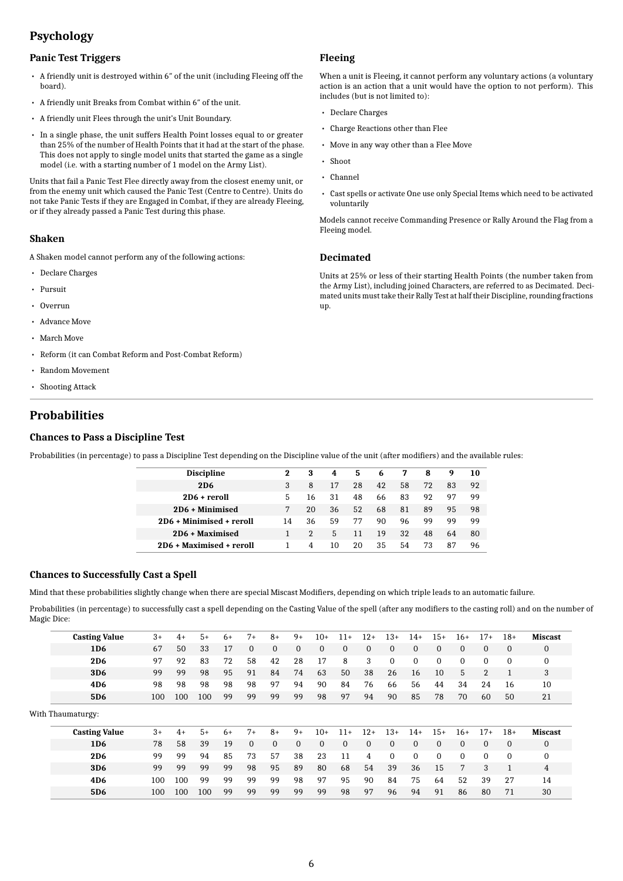# Psychology

## Panic Test Triggers

- A friendly unit is destroyed within 6″ of the unit (including Fleeing off the board).
- A friendly unit Breaks from Combat within 6″ of the unit.
- A friendly unit Flees through the unit's Unit Boundary.
- In a single phase, the unit suffers Health Point losses equal to or greater than 25% of the number of Health Points that it had at the start of the phase. This does not apply to single model units that started the game as a single model (i.e. with a starting number of 1 model on the Army List).

Units that fail a Panic Test Flee directly away from the closest enemy unit, or from the enemy unit which caused the Panic Test (Centre to Centre). Units do not take Panic Tests if they are Engaged in Combat, if they are already Fleeing, or if they already passed a Panic Test during this phase.

## Shaken

A Shaken model cannot perform any of the following actions:

- Declare Charges
- Pursuit
- Overrun
- Advance Move
- March Move
- Reform (it can Combat Reform and Post-Combat Reform)
- Random Movement
- Shooting Attack

## Fleeing

When a unit is Fleeing, it cannot perform any voluntary actions (a voluntary action is an action that a unit would have the option to not perform). This includes (but is not limited to):

- Declare Charges
- Charge Reactions other than Flee
- Move in any way other than a Flee Move
- Shoot
- Channel
- Cast spells or activate One use only Special Items which need to be activated voluntarily

Models cannot receive Commanding Presence or Rally Around the Flag from a Fleeing model.

## Decimated

Units at 25% or less of their starting Health Points (the number taken from the Army List), including joined Characters, are referred to as Decimated. Decimated units must take their Rally Test at half their Discipline, rounding fractions up.

# Probabilities

## Chances to Pass a Discipline Test

Probabilities (in percentage) to pass a Discipline Test depending on the Discipline value of the unit (after modifiers) and the available rules:

| Discipline | 2 | 3 | 4 | 5 | 6 | 7 | 8 | 9 | 10 |
|---|---|---|---|---|---|---|---|---|---|
| **2D6** | 3 | 8 | 17 | 28 | 42 | 58 | 72 | 83 | 92 |
| **2D6 + reroll** | 5 | 16 | 31 | 48 | 66 | 83 | 92 | 97 | 99 |
| **2D6 + Minimised** | 7 | 20 | 36 | 52 | 68 | 81 | 89 | 95 | 98 |
| **2D6 + Minimised + reroll** | 14 | 36 | 59 | 77 | 90 | 96 | 99 | 99 | 99 |
| **2D6 + Maximised** | 1 | 2 | 5 | 11 | 19 | 32 | 48 | 64 | 80 |
| **2D6 + Maximised + reroll** | 1 | 4 | 10 | 20 | 35 | 54 | 73 | 87 | 96 |

## Chances to Successfully Cast a Spell

Mind that these probabilities slightly change when there are special Miscast Modifiers, depending on which triple leads to an automatic failure.

Probabilities (in percentage) to successfully cast a spell depending on the Casting Value of the spell (after any modifiers to the casting roll) and on the number of Magic Dice:

| Casting Value | 3+ | 4+ | 5+ | 6+ | 7+ | 8+ | 9+ | 10+ | 11+ | 12+ | 13+ | 14+ | 15+ | 16+ | 17+ | 18+ | Miscast |
|---|---|---|---|---|---|---|---|---|---|---|---|---|---|---|---|---|---|
| **1D6** | 67 | 50 | 33 | 17 | 0 | 0 | 0 | 0 | 0 | 0 | 0 | 0 | 0 | 0 | 0 | 0 | 0 |
| **2D6** | 97 | 92 | 83 | 72 | 58 | 42 | 28 | 17 | 8 | 3 | 0 | 0 | 0 | 0 | 0 | 0 | 0 |
| **3D6** | 99 | 99 | 98 | 95 | 91 | 84 | 74 | 63 | 50 | 38 | 26 | 16 | 10 | 5 | 2 | 1 | 3 |
| **4D6** | 98 | 98 | 98 | 98 | 98 | 97 | 94 | 90 | 84 | 76 | 66 | 56 | 44 | 34 | 24 | 16 | 10 |
| **5D6** | 100 | 100 | 100 | 99 | 99 | 99 | 99 | 98 | 97 | 94 | 90 | 85 | 78 | 70 | 60 | 50 | 21 |

With Thaumaturgy:

| Casting Value | 3+ | 4+ | 5+ | 6+ | 7+ | 8+ | 9+ | 10+ | 11+ | 12+ | 13+ | 14+ | 15+ | 16+ | 17+ | 18+ | Miscast |
|---|---|---|---|---|---|---|---|---|---|---|---|---|---|---|---|---|---|
| **1D6** | 78 | 58 | 39 | 19 | 0 | 0 | 0 | 0 | 0 | 0 | 0 | 0 | 0 | 0 | 0 | 0 | 0 |
| **2D6** | 99 | 99 | 94 | 85 | 73 | 57 | 38 | 23 | 11 | 4 | 0 | 0 | 0 | 0 | 0 | 0 | 0 |
| **3D6** | 99 | 99 | 99 | 99 | 98 | 95 | 89 | 80 | 68 | 54 | 39 | 36 | 15 | 7 | 3 | 1 | 4 |
| **4D6** | 100 | 100 | 99 | 99 | 99 | 99 | 98 | 97 | 95 | 90 | 84 | 75 | 64 | 52 | 39 | 27 | 14 |
| **5D6** | 100 | 100 | 100 | 99 | 99 | 99 | 99 | 99 | 98 | 97 | 96 | 94 | 91 | 86 | 80 | 71 | 30 |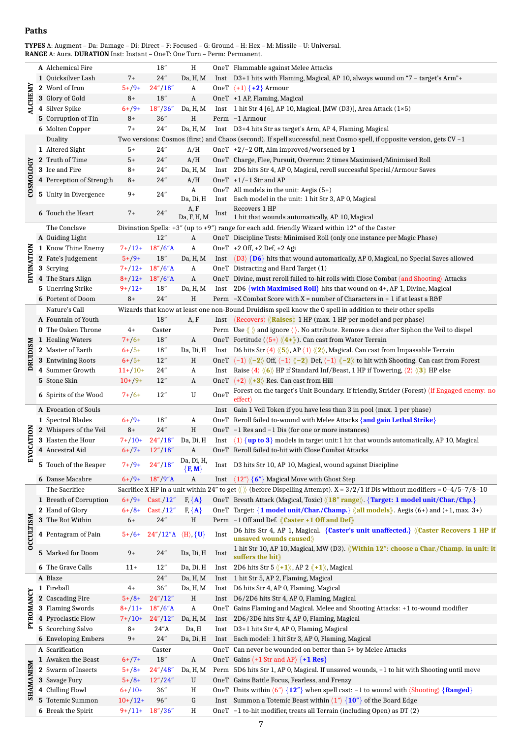## Paths

**TYPES** A: Augment – Da: Damage – Di: Direct – F: Focused – G: Ground – H: Hex – M: Missile – U: Universal.
**RANGE** A: Aura. **DURATION** Inst: Instant – OneT: One Turn – Perm: Permanent.

| Path | # | Spell | Casting Value | Range | Type | Duration | Effect |
|---|---|---|---|---|---|---|---|
| **ALCHEMY** | A | Alchemical Fire | | 18″ | H | OneT | Flammable against Melee Attacks |
| | 1 | Quicksilver Lash | 7+ | 24″ | Da, H, M | Inst | D3+1 hits with Flaming, Magical, AP 10, always wound on "7 – target's Arm"+ |
| | 2 | Word of Iron | 5+/9+ | 24″/18″ | A | OneT | ⟨+1⟩ {+2} Armour |
| | 3 | Glory of Gold | 8+ | 18″ | A | OneT | +1 AP, Flaming, Magical |
| | 4 | Silver Spike | 6+/9+ | 18″/36″ | Da, H, M | Inst | 1 hit Str 4 [6], AP 10, Magical, [MW (D3)], Area Attack (1×5) |
| | 5 | Corruption of Tin | 8+ | 36″ | H | Perm | −1 Armour |
| | 6 | Molten Copper | 7+ | 24″ | Da, H, M | Inst | D3+4 hits Str as target's Arm, AP 4, Flaming, Magical |
| **COSMOLOGY** | | Duality | | | | | Two versions: Cosmos (first) and Chaos (second). If spell successful, next Cosmo spell, if opposite version, gets CV −1 |
| | 1 | Altered Sight | 5+ | 24″ | A/H | OneT | +2/−2 Off, Aim improved/worsened by 1 |
| | 2 | Truth of Time | 5+ | 24″ | A/H | OneT | Charge, Flee, Pursuit, Overrun: 2 times Maximised/Minimised Roll |
| | 3 | Ice and Fire | 8+ | 24″ | Da, H, M | Inst | 2D6 hits Str 4, AP 0, Magical, reroll successful Special/Armour Saves |
| | 4 | Perception of Strength | 8+ | 24″ | A/H | OneT | +1/−1 Str and AP |
| | 5 | Unity in Divergence | 9+ | 24″ | A / Da, Di, H | OneT / Inst | All models in the unit: Aegis (5+) / Each model in the unit: 1 hit Str 3, AP 0, Magical |
| | 6 | Touch the Heart | 7+ | 24″ | A, F / Da, F, H, M | Inst | Recovers 1 HP / 1 hit that wounds automatically, AP 10, Magical |
| **DIVINATION** | | The Conclave | | | | | Divination Spells: +3″ (up to +9″) range for each add. friendly Wizard within 12″ of the Caster |
| | A | Guiding Light | | 12″ | A | OneT | Discipline Tests: Minimised Roll (only one instance per Magic Phase) |
| | 1 | Know Thine Enemy | 7+/12+ | 18″/6″A | A | OneT | +2 Off, +2 Def, +2 Agi |
| | 2 | Fate's Judgement | 5+/9+ | 18″ | Da, H, M | Inst | ⟨D3⟩ {D6} hits that wound automatically, AP 0, Magical, no Special Saves allowed |
| | 3 | Scrying | 7+/12+ | 18″/6″A | A | OneT | Distracting and Hard Target (1) |
| | 4 | The Stars Align | 8+/12+ | 18″/6″A | A | OneT | Divine, must reroll failed to-hit rolls with Close Combat ⟨and Shooting⟩ Attacks |
| | 5 | Unerring Strike | 9+/12+ | 18″ | Da, H, M | Inst | 2D6 {with Maximised Roll} hits that wound on 4+, AP 1, Divine, Magical |
| | 6 | Portent of Doom | 8+ | 24″ | H | Perm | −X Combat Score with X = number of Characters in + 1 if at least a R&F |
| **DRUIDISM** | | Nature's Call | | | | | Wizards that know at least one non-Bound Druidism spell know the 0 spell in addition to their other spells |
| | A | Fountain of Youth | | 18″ | A, F | Inst | ⟨Recovers⟩ ⟪Raises⟫ 1 HP (max. 1 HP per model and per phase) |
| | 0 | The Oaken Throne | 4+ | Caster | | Perm | Use ⟪ ⟫ and ignore ⟨ ⟩. No attribute. Remove a dice after Siphon the Veil to dispel |
| | 1 | Healing Waters | 7+/6+ | 18″ | A | OneT | Fortitude (⟨5+⟩ ⟪4+⟫). Can cast from Water Terrain |
| | 2 | Master of Earth | 6+/5+ | 18″ | Da, Di, H | Inst | D6 hits Str ⟨4⟩ ⟪5⟫, AP ⟨1⟩ ⟪2⟫, Magical. Can cast from Impassable Terrain |
| | 3 | Entwining Roots | 6+/5+ | 12″ | H | OneT | ⟨−1⟩ ⟪−2⟫ Off, ⟨−1⟩ ⟪−2⟫ Def, ⟨−1⟩ ⟪−2⟫ to hit with Shooting. Can cast from Forest |
| | 4 | Summer Growth | 11+/10+ | 24″ | A | Inst | Raise ⟨4⟩ ⟪6⟫ HP if Standard Inf/Beast, 1 HP if Towering, ⟨2⟩ ⟪3⟫ HP else |
| | 5 | Stone Skin | 10+/9+ | 12″ | A | OneT | ⟨+2⟩ ⟪+3⟫ Res. Can cast from Hill |
| | 6 | Spirits of the Wood | 7+/6+ | 12″ | U | OneT | Forest on the target's Unit Boundary. If friendly, Strider (Forest) ⟨if Engaged enemy: no effect⟩ |
| **EVOCATION** | A | Evocation of Souls | | | | Inst | Gain 1 Veil Token if you have less than 3 in pool (max. 1 per phase) |
| | 1 | Spectral Blades | 6+/9+ | 18″ | A | OneT | Reroll failed to-wound with Melee Attacks {and gain Lethal Strike} |
| | 2 | Whispers of the Veil | 8+ | 24″ | H | OneT | −1 Res and −1 Dis (for one or more instances) |
| | 3 | Hasten the Hour | 7+/10+ | 24″/18″ | Da, Di, H | Inst | ⟨1⟩ {up to 3} models in target unit:1 hit that wounds automatically, AP 10, Magical |
| | 4 | Ancestral Aid | 6+/7+ | 12″/18″ | A | OneT | Reroll failed to-hit with Close Combat Attacks |
| | 5 | Touch of the Reaper | 7+/9+ | 24″/18″ | Da, Di, H, {F, M} | Inst | D3 hits Str 10, AP 10, Magical, wound against Discipline |
| | 6 | Danse Macabre | 6+/9+ | 18″/9″A | A | Inst | ⟨12″⟩ {6″} Magical Move with Ghost Step |
| **OCCULTISM** | | The Sacrifice | | | | | Sacrifice X HP in a unit within 24″ to get ⟪ ⟫ (before Dispelling Attempt). X = 3/2/1 if Dis without modifiers = 0–4/5–7/8–10 |
| | 1 | Breath of Corruption | 6+/9+ | Cast./12″ | F, {A} | OneT | Breath Attack (Magical, Toxic) ⟪18″ range⟫. {Target: 1 model unit/Char./Chp.} |
| | 2 | Hand of Glory | 6+/8+ | Cast./12″ | F, {A} | OneT | Target: {1 model unit/Char./Champ.} ⟪all models⟫. Aegis (6+) and (+1, max. 3+) |
| | 3 | The Rot Within | 6+ | 24″ | H | Perm | −1 Off and Def. ⟪Caster +1 Off and Def⟫ |
| | 4 | Pentagram of Pain | 5+/6+ | 24″/12″A | ⟨H⟩, {U} | Inst | D6 hits Str 4, AP 1, Magical. {Caster's unit unaffected.} ⟪Caster Recovers 1 HP if unsaved wounds caused⟫ |
| | 5 | Marked for Doom | 9+ | 24″ | Da, Di, H | Inst | 1 hit Str 10, AP 10, Magical, MW (D3). ⟪Within 12″: choose a Char./Champ. in unit: it suffers the hit⟫ |
| | 6 | The Grave Calls | 11+ | 12″ | Da, Di, H | Inst | 2D6 hits Str 5 ⟪+1⟫, AP 2 ⟪+1⟫, Magical |
| **PYROMANCY** | A | Blaze | | 24″ | Da, H, M | Inst | 1 hit Str 5, AP 2, Flaming, Magical |
| | 1 | Fireball | 4+ | 36″ | Da, H, M | Inst | D6 hits Str 4, AP 0, Flaming, Magical |
| | 2 | Cascading Fire | 5+/8+ | 24″/12″ | H | Inst | D6/2D6 hits Str 4, AP 0, Flaming, Magical |
| | 3 | Flaming Swords | 8+/11+ | 18″/6″A | A | OneT | Gains Flaming and Magical. Melee and Shooting Attacks: +1 to-wound modifier |
| | 4 | Pyroclastic Flow | 7+/10+ | 24″/12″ | Da, H, M | Inst | 2D6/3D6 hits Str 4, AP 0, Flaming, Magical |
| | 5 | Scorching Salvo | 8+ | 24″A | Da, H | Inst | D3+1 hits Str 4, AP 0, Flaming, Magical |
| | 6 | Enveloping Embers | 9+ | 24″ | Da, Di, H | Inst | Each model: 1 hit Str 3, AP 0, Flaming, Magical |
| **SHAMANISM** | A | Scarification | | Caster | | OneT | Can never be wounded on better than 5+ by Melee Attacks |
| | 1 | Awaken the Beast | 6+/7+ | 18″ | A | OneT | Gains ⟨+1 Str and AP⟩ {+1 Res} |
| | 2 | Swarm of Insects | 5+/8+ | 24″/48″ | Da, H, M | Perm | 5D6 hits Str 1, AP 0, Magical. If unsaved wounds, −1 to hit with Shooting until move |
| | 3 | Savage Fury | 5+/8+ | 12″/24″ | U | OneT | Gains Battle Focus, Fearless, and Frenzy |
| | 4 | Chilling Howl | 6+/10+ | 36″ | H | OneT | Units within ⟨6″⟩ {12″} when spell cast: −1 to wound with ⟨Shooting⟩ {Ranged} |
| | 5 | Totemic Summon | 10+/12+ | 96″ | G | Inst | Summon a Totemic Beast within ⟨1″⟩ {10″} of the Board Edge |
| | 6 | Break the Spirit | 9+/11+ | 18″/36″ | H | OneT | −1 to-hit modifier, treats all Terrain (including Open) as DT (2) |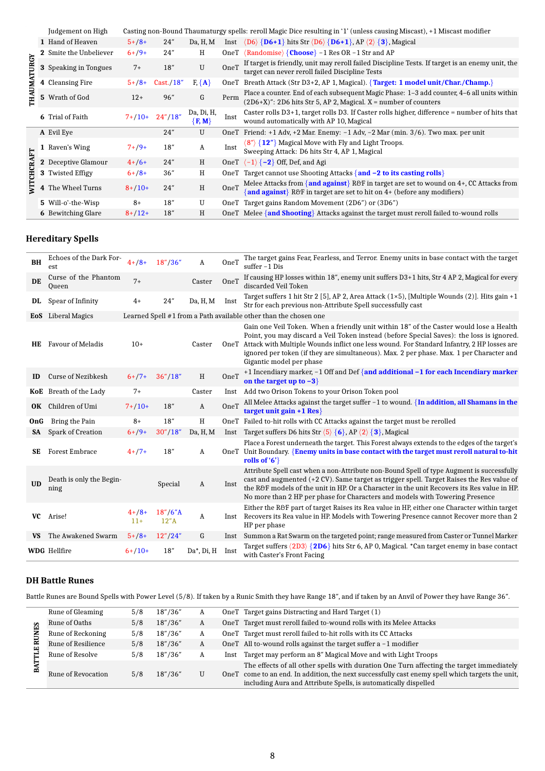| | | | | | | | |
|---|---|---|---|---|---|---|---|
| | | Judgement on High | Casting non-Bound Thaumaturgy spells: reroll Magic Dice resulting in '1' (unless causing Miscast), +1 Miscast modifier | | | | |
| THAUMATURGY | 1 | Hand of Heaven | 5+/8+ | 24″ | Da, H, M | Inst | ⟨D6⟩ {D6+1} hits Str ⟨D6⟩ {D6+1}, AP ⟨2⟩ {3}, Magical |
| | 2 | Smite the Unbeliever | 6+/9+ | 24″ | H | OneT | ⟨Randomise⟩ {Choose} −1 Res OR −1 Str and AP |
| | 3 | Speaking in Tongues | 7+ | 18″ | U | OneT | If target is friendly, unit may reroll failed Discipline Tests. If target is an enemy unit, the target can never reroll failed Discipline Tests |
| | 4 | Cleansing Fire | 5+/8+ | Cast./18″ | F, {A} | OneT | Breath Attack (Str D3+2, AP 1, Magical). {Target: 1 model unit/Char./Champ.} |
| | 5 | Wrath of God | 12+ | 96″ | G | Perm | Place a counter. End of each subsequent Magic Phase: 1–3 add counter, 4–6 all units within (2D6+X)″: 2D6 hits Str 5, AP 2, Magical. X = number of counters |
| | 6 | Trial of Faith | 7+/10+ | 24″/18″ | Da, Di, H, {F, M} | Inst | Caster rolls D3+1, target rolls D3. If Caster rolls higher, difference = number of hits that wound automatically with AP 10, Magical |
| WITCHCRAFT | A | Evil Eye | | 24″ | U | OneT | Friend: +1 Adv, +2 Mar. Enemy: −1 Adv, −2 Mar (min. 3/6). Two max. per unit |
| | 1 | Raven's Wing | 7+/9+ | 18″ | A | Inst | ⟨8″⟩ {12″} Magical Move with Fly and Light Troops. Sweeping Attack: D6 hits Str 4, AP 1, Magical |
| | 2 | Deceptive Glamour | 4+/6+ | 24″ | H | OneT | ⟨−1⟩ {−2} Off, Def, and Agi |
| | 3 | Twisted Effigy | 6+/8+ | 36″ | H | OneT | Target cannot use Shooting Attacks {and −2 to its casting rolls} |
| | 4 | The Wheel Turns | 8+/10+ | 24″ | H | OneT | Melee Attacks from {and against} R&F in target are set to wound on 4+, CC Attacks from {and against} R&F in target are set to hit on 4+ (before any modifiers) |
| | 5 | Will-o'-the-Wisp | 8+ | 18″ | U | OneT | Target gains Random Movement (2D6″) or (3D6″) |
| | 6 | Bewitching Glare | 8+/12+ | 18″ | H | OneT | Melee {and Shooting} Attacks against the target must reroll failed to-wound rolls |

## Hereditary Spells

| | | | | | | |
|---|---|---|---|---|---|---|
| BH | Echoes of the Dark Forest | 4+/8+ | 18″/36″ | A | OneT | The target gains Fear, Fearless, and Terror. Enemy units in base contact with the target suffer −1 Dis |
| DE | Curse of the Phantom Queen | 7+ | | Caster | OneT | If causing HP losses within 18″, enemy unit suffers D3+1 hits, Str 4 AP 2, Magical for every discarded Veil Token |
| DL | Spear of Infinity | 4+ | 24″ | Da, H, M | Inst | Target suffers 1 hit Str 2 [5], AP 2, Area Attack (1×5), [Multiple Wounds (2)]. Hits gain +1 Str for each previous non-Attribute Spell successfully cast |
| EoS | Liberal Magics | Learned Spell #1 from a Path available other than the chosen one | | | | |
| HE | Favour of Meladis | 10+ | | Caster | OneT | Gain one Veil Token. When a friendly unit within 18″ of the Caster would lose a Health Point, you may discard a Veil Token instead (before Special Saves): the loss is ignored. Attack with Multiple Wounds inflict one less wound. For Standard Infantry, 2 HP losses are ignored per token (if they are simultaneous). Max. 2 per phase. Max. 1 per Character and Gigantic model per phase |
| ID | Curse of Nezibkesh | 6+/7+ | 36″/18″ | H | OneT | +1 Incendiary marker, −1 Off and Def {and additional −1 for each Incendiary marker on the target up to −3} |
| KoE | Breath of the Lady | 7+ | | Caster | Inst | Add two Orison Tokens to your Orison Token pool |
| OK | Children of Umi | 7+/10+ | 18″ | A | OneT | All Melee Attacks against the target suffer −1 to wound. {In addition, all Shamans in the target unit gain +1 Res} |
| OnG | Bring the Pain | 8+ | 18″ | H | OneT | Failed to-hit rolls with CC Attacks against the target must be rerolled |
| SA | Spark of Creation | 6+/9+ | 30″/18″ | Da, H, M | Inst | Target suffers D6 hits Str ⟨5⟩ {6}, AP ⟨2⟩ {3}, Magical |
| SE | Forest Embrace | 4+/7+ | 18″ | A | OneT | Place a Forest underneath the target. This Forest always extends to the edges of the target's Unit Boundary. {Enemy units in base contact with the target must reroll natural to-hit rolls of '6'} |
| UD | Death is only the Beginning | | Special | A | Inst | Attribute Spell cast when a non-Attribute non-Bound Spell of type Augment is successfully cast and augmented (+2 CV). Same target as trigger spell. Target Raises the Res value of the R&F models of the unit in HP. Or a Character in the unit Recovers its Res value in HP. No more than 2 HP per phase for Characters and models with Towering Presence |
| VC | Arise! | 4+/8+ 11+ | 18″/6″A 12″A | A | Inst | Either the R&F part of target Raises its Rea value in HP, either one Character within target Recovers its Rea value in HP. Models with Towering Presence cannot Recover more than 2 HP per phase |
| VS | The Awakened Swarm | 5+/8+ | 12″/24″ | G | Inst | Summon a Rat Swarm on the targeted point; range measured from Caster or Tunnel Marker |
| WDG | Hellfire | 6+/10+ | 18″ | Da*, Di, H | Inst | Target suffers ⟨2D3⟩ {2D6} hits Str 6, AP 0, Magical. *Can target enemy in base contact with Caster's Front Facing |

## DH Battle Runes

Battle Runes are Bound Spells with Power Level (5/8). If taken by a Runic Smith they have Range 18″, and if taken by an Anvil of Power they have Range 36″.

| | | | | | | |
|---|---|---|---|---|---|---|
| BATTLE RUNES | Rune of Gleaming | 5/8 | 18″/36″ | A | OneT | Target gains Distracting and Hard Target (1) |
| | Rune of Oaths | 5/8 | 18″/36″ | A | OneT | Target must reroll failed to-wound rolls with its Melee Attacks |
| | Rune of Reckoning | 5/8 | 18″/36″ | A | OneT | Target must reroll failed to-hit rolls with its CC Attacks |
| | Rune of Resilience | 5/8 | 18″/36″ | A | OneT | All to-wound rolls against the target suffer a −1 modifier |
| | Rune of Resolve | 5/8 | 18″/36″ | A | Inst | Target may perform an 8″ Magical Move and with Light Troops |
| | Rune of Revocation | 5/8 | 18″/36″ | U | OneT | The effects of all other spells with duration One Turn affecting the target immediately come to an end. In addition, the next successfully cast enemy spell which targets the unit, including Aura and Attribute Spells, is automatically dispelled |